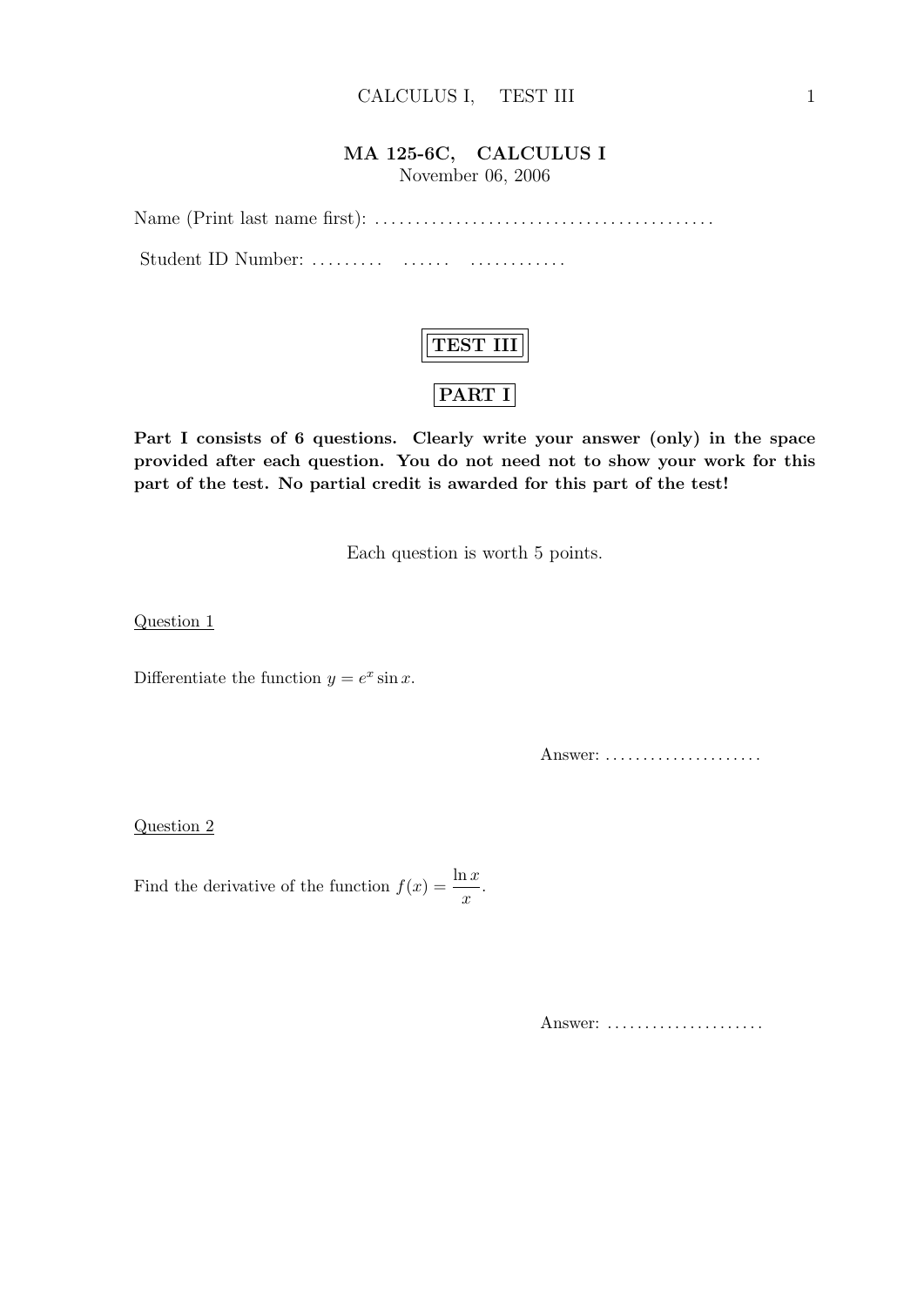# MA 125-6C, CALCULUS I

November 06, 2006

Name (Print last name first): .........................................

Student ID Number: ......... ...... ............

## TEST III

## PART I

**Part I consists of 6 questions. Clearly write your answer (only) in the space provided after each question. You do not need not to show your work for this part of the test. No partial credit is awarded for this part of the test!**

Each question is worth 5 points.

Question 1

Differentiate the function $y = e^x \sin x$.

Answer: .....................

Question 2

Find the derivative of the function $f(x) = \dfrac{\ln x}{x}$.

Answer: .....................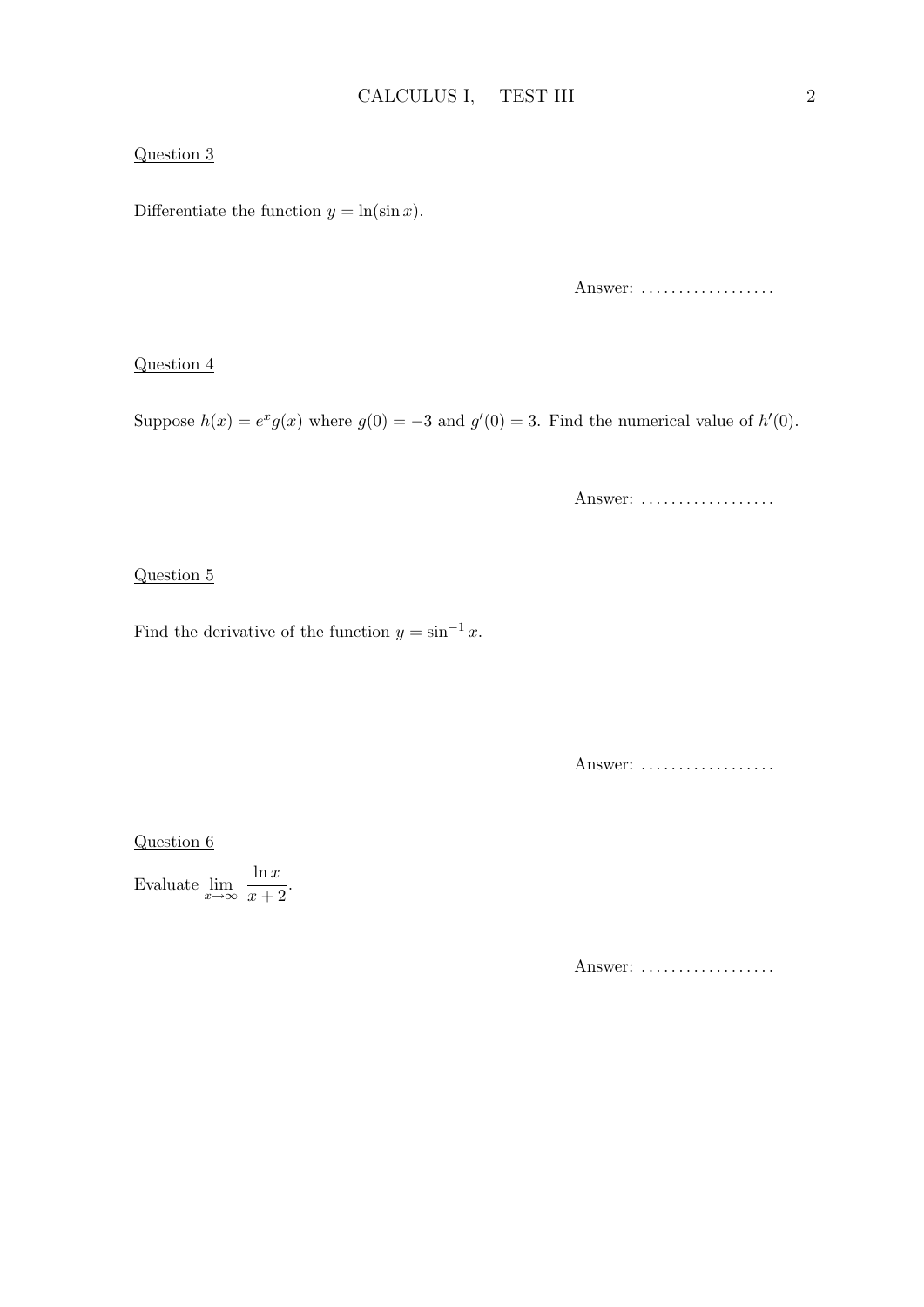<u>Question 3</u>

Differentiate the function $y = \ln(\sin x)$.

Answer: ..................

<u>Question 4</u>

Suppose $h(x) = e^x g(x)$ where $g(0) = -3$ and $g'(0) = 3$. Find the numerical value of $h'(0)$.

Answer: ..................

<u>Question 5</u>

Find the derivative of the function $y = \sin^{-1} x$.

Answer: ..................

<u>Question 6</u>

Evaluate $\displaystyle\lim_{x\to\infty} \frac{\ln x}{x+2}$.

Answer: ..................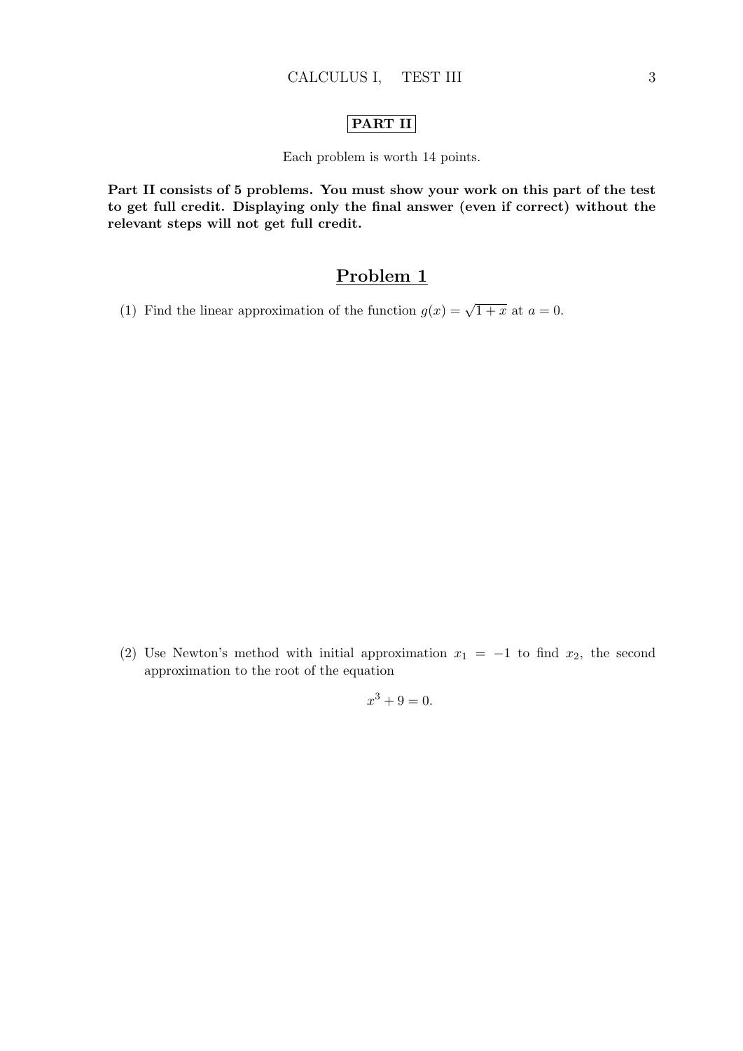**PART II**

Each problem is worth 14 points.

**Part II consists of 5 problems. You must show your work on this part of the test to get full credit. Displaying only the final answer (even if correct) without the relevant steps will not get full credit.**

## Problem 1

(1) Find the linear approximation of the function $g(x) = \sqrt{1+x}$ at $a = 0$.

(2) Use Newton's method with initial approximation $x_1 = -1$ to find $x_2$, the second approximation to the root of the equation

$$x^3 + 9 = 0.$$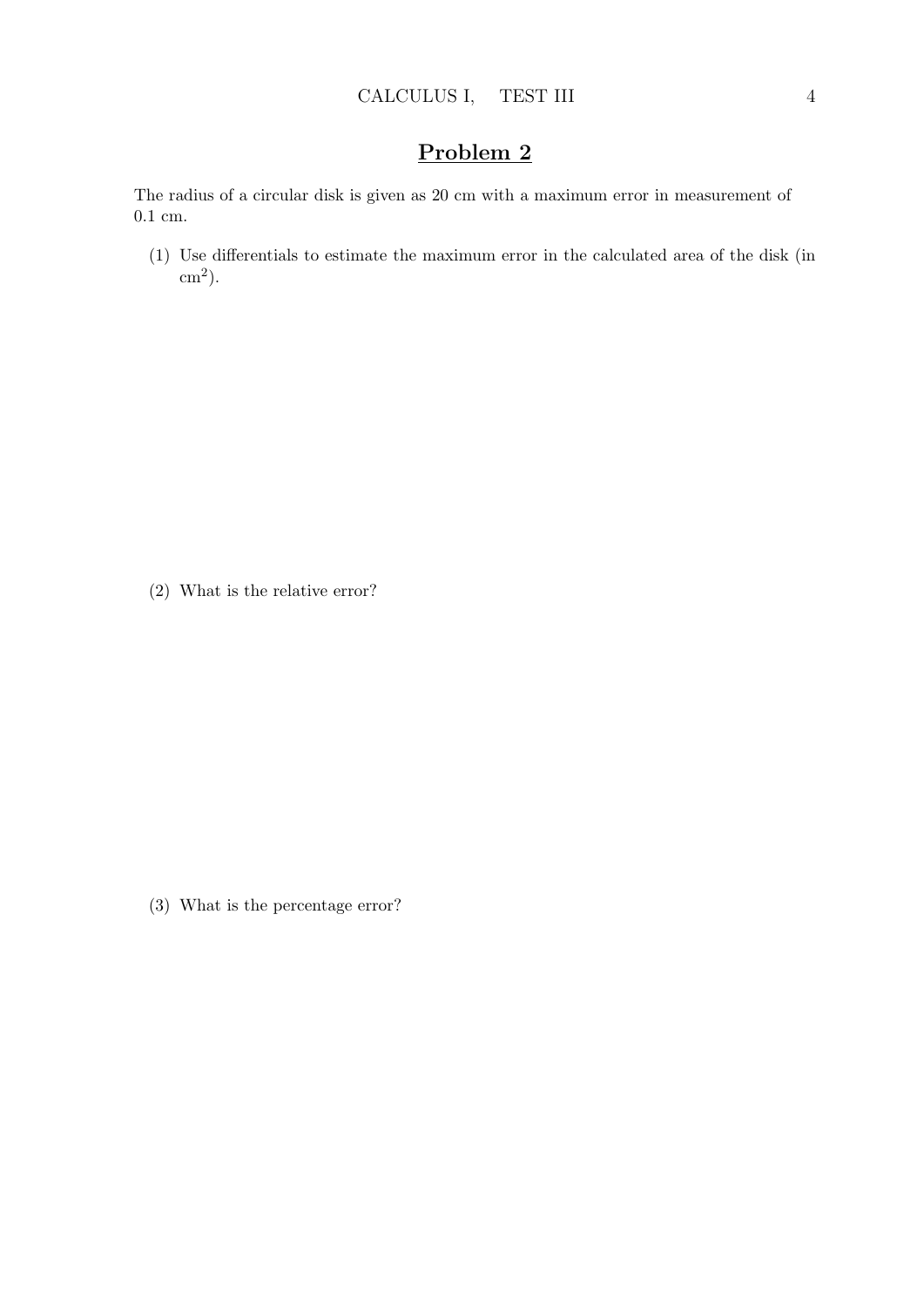## **Problem 2**

The radius of a circular disk is given as 20 cm with a maximum error in measurement of 0.1 cm.

(1) Use differentials to estimate the maximum error in the calculated area of the disk (in $\text{cm}^2$).

(2) What is the relative error?

(3) What is the percentage error?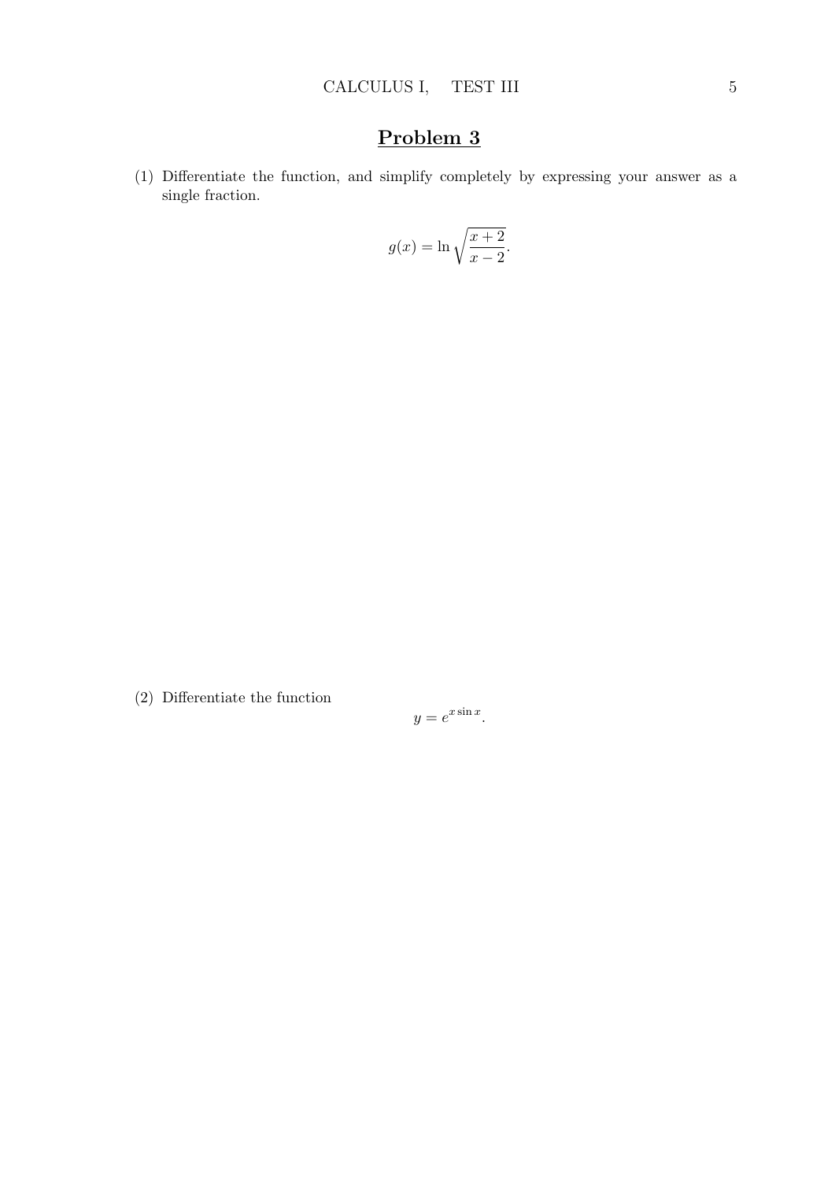# Problem 3

(1) Differentiate the function, and simplify completely by expressing your answer as a single fraction.

$$g(x) = \ln \sqrt{\frac{x+2}{x-2}}.$$

(2) Differentiate the function

$$y = e^{x \sin x}.$$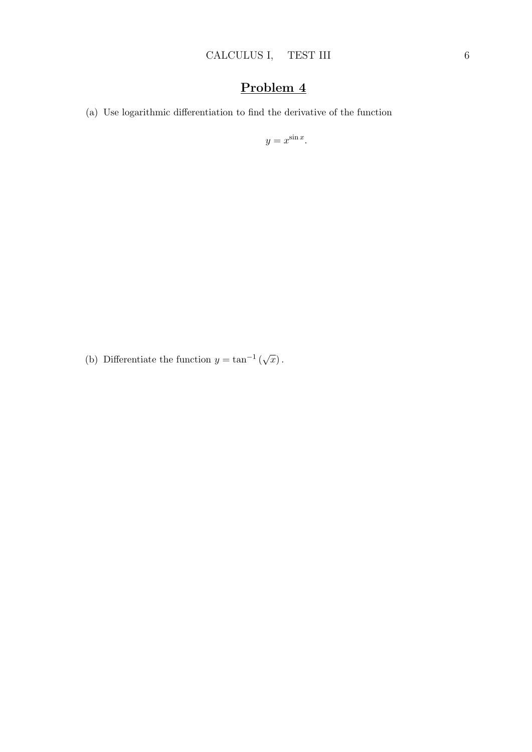# Problem 4

(a) Use logarithmic differentiation to find the derivative of the function

$$y = x^{\sin x}.$$

(b) Differentiate the function $y = \tan^{-1}(\sqrt{x})$.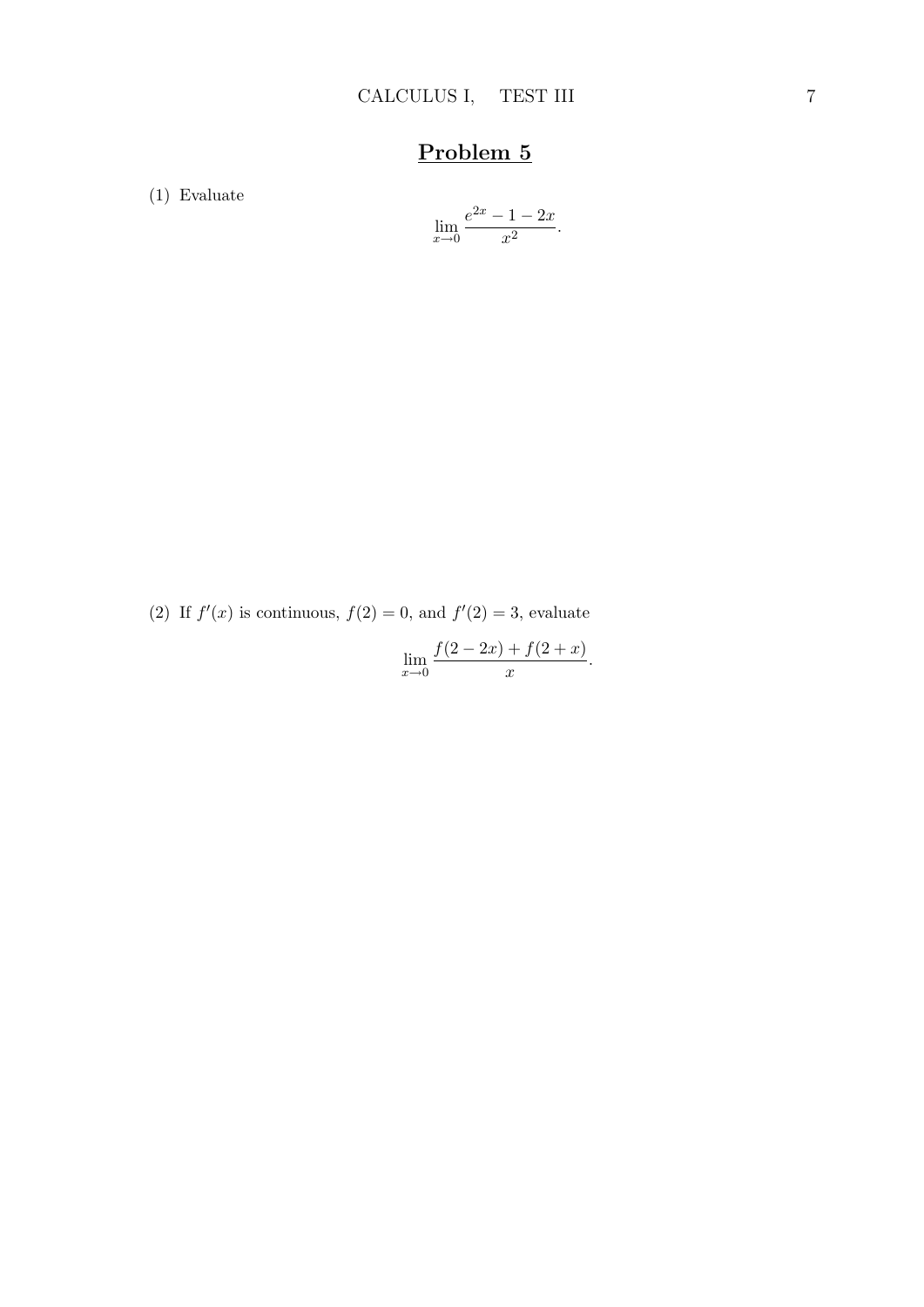# Problem 5

(1) Evaluate

$$\lim_{x \to 0} \frac{e^{2x} - 1 - 2x}{x^2}.$$

(2) If $f'(x)$ is continuous, $f(2) = 0$, and $f'(2) = 3$, evaluate

$$\lim_{x \to 0} \frac{f(2 - 2x) + f(2 + x)}{x}.$$